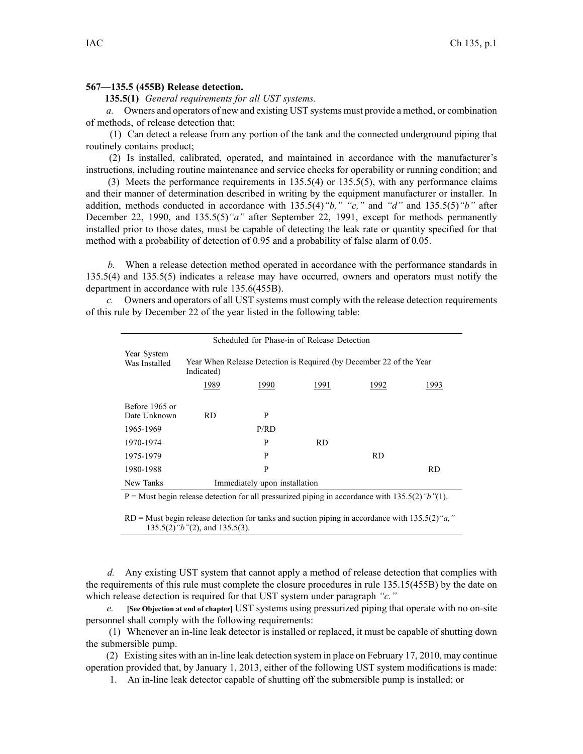**567—135.5 (455B) Release detection.**

**135.5(1)** *General requirements for all UST systems.*

*a.* Owners and operators of new and existing UST systems must provide a method, or combination of methods, of release detection that:

(1) Can detect a release from any portion of the tank and the connected underground piping that routinely contains product;

(2) Is installed, calibrated, operated, and maintained in accordance with the manufacturer's instructions, including routine maintenance and service checks for operability or running condition; and

(3) Meets the performance requirements in 135.5(4) or 135.5(5), with any performance claims and their manner of determination described in writing by the equipment manufacturer or installer. In addition, methods conducted in accordance with 135.5(4)*"b," "c,"* and *"d"* and 135.5(5)*"b"* after December 22, 1990, and 135.5(5)*"a"* after September 22, 1991, except for methods permanently installed prior to those dates, must be capable of detecting the leak rate or quantity specified for that method with a probability of detection of 0.95 and a probability of false alarm of 0.05.

*b.* When a release detection method operated in accordance with the performance standards in 135.5(4) and 135.5(5) indicates a release may have occurred, owners and operators must notify the department in accordance with rule 135.6(455B).

*c.* Owners and operators of all UST systems must comply with the release detection requirements of this rule by December 22 of the year listed in the following table:

Scheduled for Phase-in of Release Detection

| Year System Was Installed | Year When Release Detection is Required (by December 22 of the Year Indicated) | | | | |
|---|---|---|---|---|---|
| | 1989 | 1990 | 1991 | 1992 | 1993 |
| Before 1965 or Date Unknown | RD | P | | | |
| 1965-1969 | | P/RD | | | |
| 1970-1974 | | P | RD | | |
| 1975-1979 | | P | | RD | |
| 1980-1988 | | P | | | RD |
| New Tanks | Immediately upon installation | | | | |

P = Must begin release detection for all pressurized piping in accordance with 135.5(2)*"b"*(1).

RD = Must begin release detection for tanks and suction piping in accordance with 135.5(2)*"a,"* 135.5(2)*"b"*(2), and 135.5(3).

*d.* Any existing UST system that cannot apply a method of release detection that complies with the requirements of this rule must complete the closure procedures in rule 135.15(455B) by the date on which release detection is required for that UST system under paragraph *"c."*

*e.* **[See Objection at end of chapter]** UST systems using pressurized piping that operate with no on-site personnel shall comply with the following requirements:

(1) Whenever an in-line leak detector is installed or replaced, it must be capable of shutting down the submersible pump.

(2) Existing sites with an in-line leak detection system in place on February 17, 2010, may continue operation provided that, by January 1, 2013, either of the following UST system modifications is made:

1. An in-line leak detector capable of shutting off the submersible pump is installed; or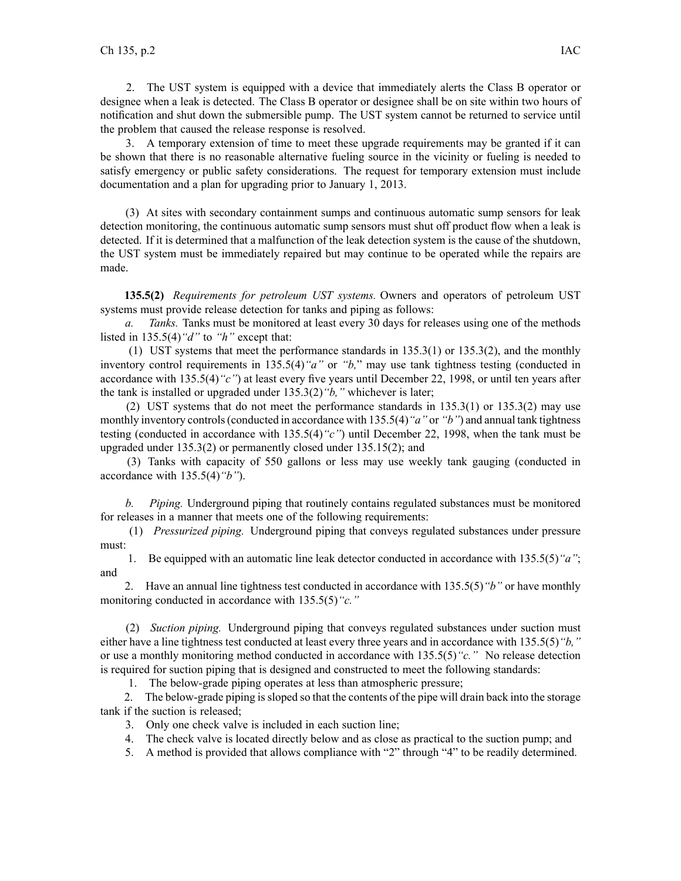2. The UST system is equipped with a device that immediately alerts the Class B operator or designee when a leak is detected. The Class B operator or designee shall be on site within two hours of notification and shut down the submersible pump. The UST system cannot be returned to service until the problem that caused the release response is resolved.

3. A temporary extension of time to meet these upgrade requirements may be granted if it can be shown that there is no reasonable alternative fueling source in the vicinity or fueling is needed to satisfy emergency or public safety considerations. The request for temporary extension must include documentation and a plan for upgrading prior to January 1, 2013.

(3) At sites with secondary containment sumps and continuous automatic sump sensors for leak detection monitoring, the continuous automatic sump sensors must shut off product flow when a leak is detected. If it is determined that a malfunction of the leak detection system is the cause of the shutdown, the UST system must be immediately repaired but may continue to be operated while the repairs are made.

**135.5(2)** *Requirements for petroleum UST systems.* Owners and operators of petroleum UST systems must provide release detection for tanks and piping as follows:

*a. Tanks.* Tanks must be monitored at least every 30 days for releases using one of the methods listed in 135.5(4)*"d"* to *"h"* except that:

(1) UST systems that meet the performance standards in 135.3(1) or 135.3(2), and the monthly inventory control requirements in 135.5(4)*"a"* or *"b,"* may use tank tightness testing (conducted in accordance with 135.5(4)*"c"*) at least every five years until December 22, 1998, or until ten years after the tank is installed or upgraded under 135.3(2)*"b,"* whichever is later;

(2) UST systems that do not meet the performance standards in 135.3(1) or 135.3(2) may use monthly inventory controls (conducted in accordance with 135.5(4)*"a"* or *"b"*) and annual tank tightness testing (conducted in accordance with 135.5(4)*"c"*) until December 22, 1998, when the tank must be upgraded under 135.3(2) or permanently closed under 135.15(2); and

(3) Tanks with capacity of 550 gallons or less may use weekly tank gauging (conducted in accordance with 135.5(4)*"b"*).

*b. Piping.* Underground piping that routinely contains regulated substances must be monitored for releases in a manner that meets one of the following requirements:

(1) *Pressurized piping.* Underground piping that conveys regulated substances under pressure must:

1. Be equipped with an automatic line leak detector conducted in accordance with 135.5(5)*"a"*; and

2. Have an annual line tightness test conducted in accordance with 135.5(5)*"b"* or have monthly monitoring conducted in accordance with 135.5(5)*"c."*

(2) *Suction piping.* Underground piping that conveys regulated substances under suction must either have a line tightness test conducted at least every three years and in accordance with 135.5(5)*"b,"* or use a monthly monitoring method conducted in accordance with 135.5(5)*"c."* No release detection is required for suction piping that is designed and constructed to meet the following standards:

1. The below-grade piping operates at less than atmospheric pressure;

2. The below-grade piping is sloped so that the contents of the pipe will drain back into the storage tank if the suction is released;

3. Only one check valve is included in each suction line;

4. The check valve is located directly below and as close as practical to the suction pump; and

5. A method is provided that allows compliance with "2" through "4" to be readily determined.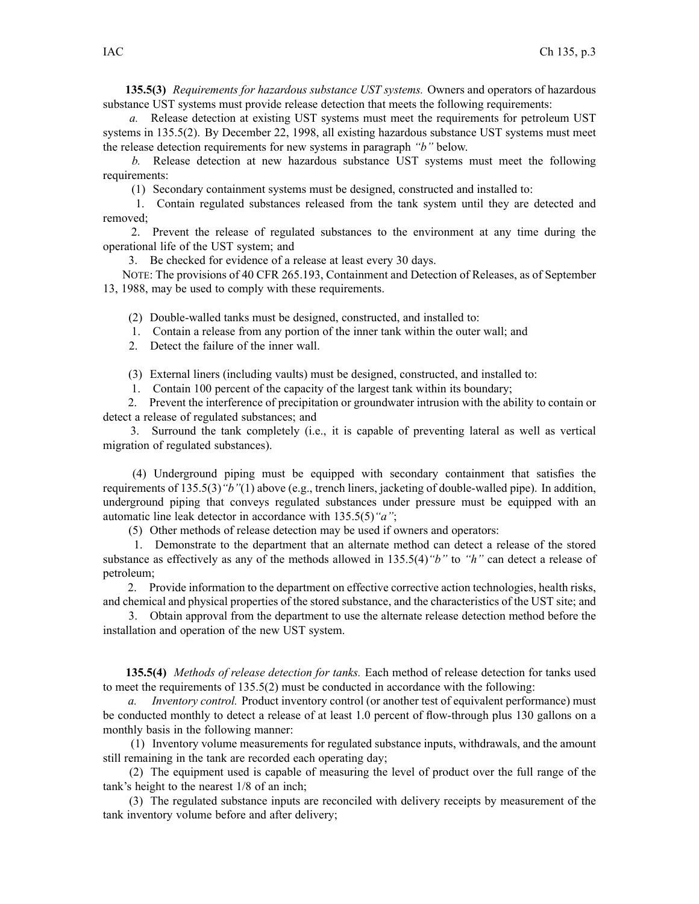**135.5(3)** *Requirements for hazardous substance UST systems.* Owners and operators of hazardous substance UST systems must provide release detection that meets the following requirements:

*a.* Release detection at existing UST systems must meet the requirements for petroleum UST systems in 135.5(2). By December 22, 1998, all existing hazardous substance UST systems must meet the release detection requirements for new systems in paragraph *"b"* below.

*b.* Release detection at new hazardous substance UST systems must meet the following requirements:

(1) Secondary containment systems must be designed, constructed and installed to:

1. Contain regulated substances released from the tank system until they are detected and removed;

2. Prevent the release of regulated substances to the environment at any time during the operational life of the UST system; and

3. Be checked for evidence of a release at least every 30 days.

NOTE: The provisions of 40 CFR 265.193, Containment and Detection of Releases, as of September 13, 1988, may be used to comply with these requirements.

(2) Double-walled tanks must be designed, constructed, and installed to:

1. Contain a release from any portion of the inner tank within the outer wall; and

2. Detect the failure of the inner wall.

(3) External liners (including vaults) must be designed, constructed, and installed to:

1. Contain 100 percent of the capacity of the largest tank within its boundary;

2. Prevent the interference of precipitation or groundwater intrusion with the ability to contain or detect a release of regulated substances; and

3. Surround the tank completely (i.e., it is capable of preventing lateral as well as vertical migration of regulated substances).

(4) Underground piping must be equipped with secondary containment that satisfies the requirements of 135.5(3)*"b"*(1) above (e.g., trench liners, jacketing of double-walled pipe). In addition, underground piping that conveys regulated substances under pressure must be equipped with an automatic line leak detector in accordance with 135.5(5)*"a"*;

(5) Other methods of release detection may be used if owners and operators:

1. Demonstrate to the department that an alternate method can detect a release of the stored substance as effectively as any of the methods allowed in 135.5(4)*"b"* to *"h"* can detect a release of petroleum;

2. Provide information to the department on effective corrective action technologies, health risks, and chemical and physical properties of the stored substance, and the characteristics of the UST site; and

3. Obtain approval from the department to use the alternate release detection method before the installation and operation of the new UST system.

**135.5(4)** *Methods of release detection for tanks.* Each method of release detection for tanks used to meet the requirements of 135.5(2) must be conducted in accordance with the following:

*a. Inventory control.* Product inventory control (or another test of equivalent performance) must be conducted monthly to detect a release of at least 1.0 percent of flow-through plus 130 gallons on a monthly basis in the following manner:

(1) Inventory volume measurements for regulated substance inputs, withdrawals, and the amount still remaining in the tank are recorded each operating day;

(2) The equipment used is capable of measuring the level of product over the full range of the tank's height to the nearest 1/8 of an inch;

(3) The regulated substance inputs are reconciled with delivery receipts by measurement of the tank inventory volume before and after delivery;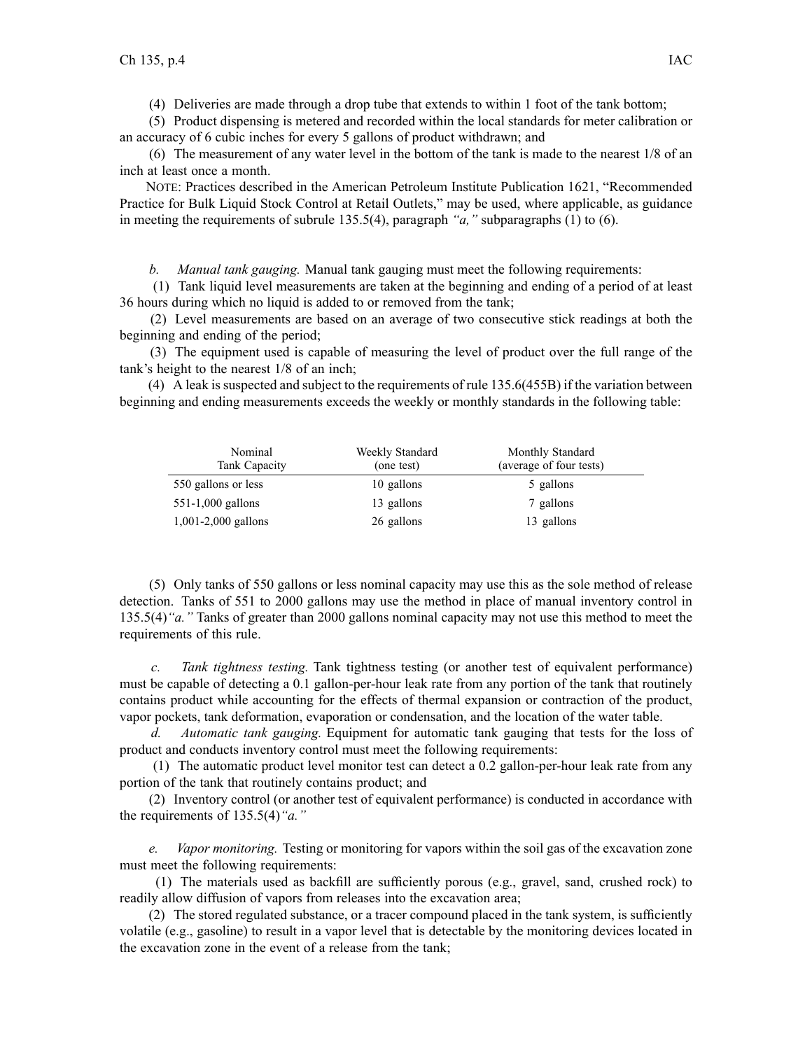(4) Deliveries are made through a drop tube that extends to within 1 foot of the tank bottom;

(5) Product dispensing is metered and recorded within the local standards for meter calibration or an accuracy of 6 cubic inches for every 5 gallons of product withdrawn; and

(6) The measurement of any water level in the bottom of the tank is made to the nearest 1/8 of an inch at least once a month.

NOTE: Practices described in the American Petroleum Institute Publication 1621, "Recommended Practice for Bulk Liquid Stock Control at Retail Outlets," may be used, where applicable, as guidance in meeting the requirements of subrule 135.5(4), paragraph *"a,"* subparagraphs (1) to (6).

*b. Manual tank gauging.* Manual tank gauging must meet the following requirements:

(1) Tank liquid level measurements are taken at the beginning and ending of a period of at least 36 hours during which no liquid is added to or removed from the tank;

(2) Level measurements are based on an average of two consecutive stick readings at both the beginning and ending of the period;

(3) The equipment used is capable of measuring the level of product over the full range of the tank's height to the nearest 1/8 of an inch;

(4) A leak is suspected and subject to the requirements of rule 135.6(455B) if the variation between beginning and ending measurements exceeds the weekly or monthly standards in the following table:

| Nominal Tank Capacity | Weekly Standard (one test) | Monthly Standard (average of four tests) |
|---|---|---|
| 550 gallons or less | 10 gallons | 5 gallons |
| 551-1,000 gallons | 13 gallons | 7 gallons |
| 1,001-2,000 gallons | 26 gallons | 13 gallons |

(5) Only tanks of 550 gallons or less nominal capacity may use this as the sole method of release detection. Tanks of 551 to 2000 gallons may use the method in place of manual inventory control in 135.5(4)*"a."* Tanks of greater than 2000 gallons nominal capacity may not use this method to meet the requirements of this rule.

*c. Tank tightness testing.* Tank tightness testing (or another test of equivalent performance) must be capable of detecting a 0.1 gallon-per-hour leak rate from any portion of the tank that routinely contains product while accounting for the effects of thermal expansion or contraction of the product, vapor pockets, tank deformation, evaporation or condensation, and the location of the water table.

*d. Automatic tank gauging.* Equipment for automatic tank gauging that tests for the loss of product and conducts inventory control must meet the following requirements:

(1) The automatic product level monitor test can detect a 0.2 gallon-per-hour leak rate from any portion of the tank that routinely contains product; and

(2) Inventory control (or another test of equivalent performance) is conducted in accordance with the requirements of 135.5(4)*"a."*

*e. Vapor monitoring.* Testing or monitoring for vapors within the soil gas of the excavation zone must meet the following requirements:

(1) The materials used as backfill are sufficiently porous (e.g., gravel, sand, crushed rock) to readily allow diffusion of vapors from releases into the excavation area;

(2) The stored regulated substance, or a tracer compound placed in the tank system, is sufficiently volatile (e.g., gasoline) to result in a vapor level that is detectable by the monitoring devices located in the excavation zone in the event of a release from the tank;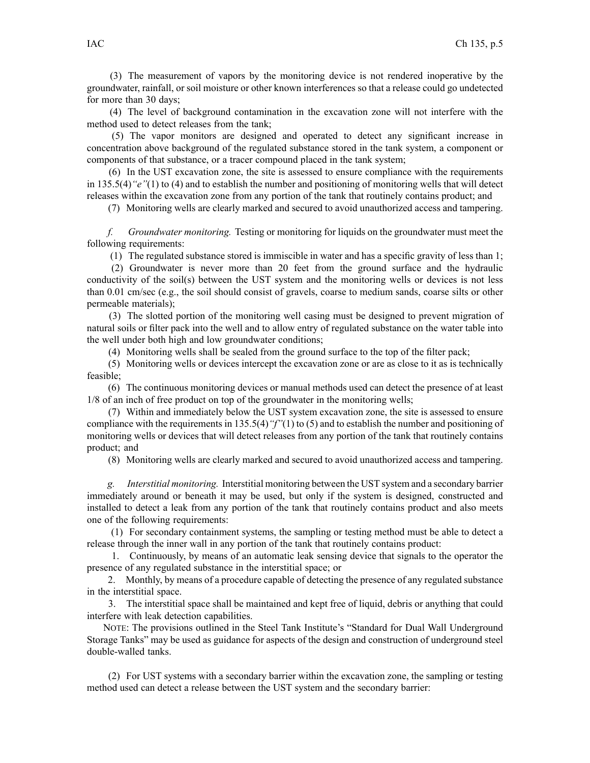(3) The measurement of vapors by the monitoring device is not rendered inoperative by the groundwater, rainfall, or soil moisture or other known interferences so that a release could go undetected for more than 30 days;

(4) The level of background contamination in the excavation zone will not interfere with the method used to detect releases from the tank;

(5) The vapor monitors are designed and operated to detect any significant increase in concentration above background of the regulated substance stored in the tank system, a component or components of that substance, or a tracer compound placed in the tank system;

(6) In the UST excavation zone, the site is assessed to ensure compliance with the requirements in 135.5(4)*"e"*(1) to (4) and to establish the number and positioning of monitoring wells that will detect releases within the excavation zone from any portion of the tank that routinely contains product; and

(7) Monitoring wells are clearly marked and secured to avoid unauthorized access and tampering.

*f. Groundwater monitoring.* Testing or monitoring for liquids on the groundwater must meet the following requirements:

(1) The regulated substance stored is immiscible in water and has a specific gravity of less than 1;

(2) Groundwater is never more than 20 feet from the ground surface and the hydraulic conductivity of the soil(s) between the UST system and the monitoring wells or devices is not less than 0.01 cm/sec (e.g., the soil should consist of gravels, coarse to medium sands, coarse silts or other permeable materials);

(3) The slotted portion of the monitoring well casing must be designed to prevent migration of natural soils or filter pack into the well and to allow entry of regulated substance on the water table into the well under both high and low groundwater conditions;

(4) Monitoring wells shall be sealed from the ground surface to the top of the filter pack;

(5) Monitoring wells or devices intercept the excavation zone or are as close to it as is technically feasible;

(6) The continuous monitoring devices or manual methods used can detect the presence of at least 1/8 of an inch of free product on top of the groundwater in the monitoring wells;

(7) Within and immediately below the UST system excavation zone, the site is assessed to ensure compliance with the requirements in 135.5(4)*"f"*(1) to (5) and to establish the number and positioning of monitoring wells or devices that will detect releases from any portion of the tank that routinely contains product; and

(8) Monitoring wells are clearly marked and secured to avoid unauthorized access and tampering.

*g. Interstitial monitoring.* Interstitial monitoring between the UST system and a secondary barrier immediately around or beneath it may be used, but only if the system is designed, constructed and installed to detect a leak from any portion of the tank that routinely contains product and also meets one of the following requirements:

(1) For secondary containment systems, the sampling or testing method must be able to detect a release through the inner wall in any portion of the tank that routinely contains product:

1. Continuously, by means of an automatic leak sensing device that signals to the operator the presence of any regulated substance in the interstitial space; or

2. Monthly, by means of a procedure capable of detecting the presence of any regulated substance in the interstitial space.

3. The interstitial space shall be maintained and kept free of liquid, debris or anything that could interfere with leak detection capabilities.

NOTE: The provisions outlined in the Steel Tank Institute's "Standard for Dual Wall Underground Storage Tanks" may be used as guidance for aspects of the design and construction of underground steel double-walled tanks.

(2) For UST systems with a secondary barrier within the excavation zone, the sampling or testing method used can detect a release between the UST system and the secondary barrier: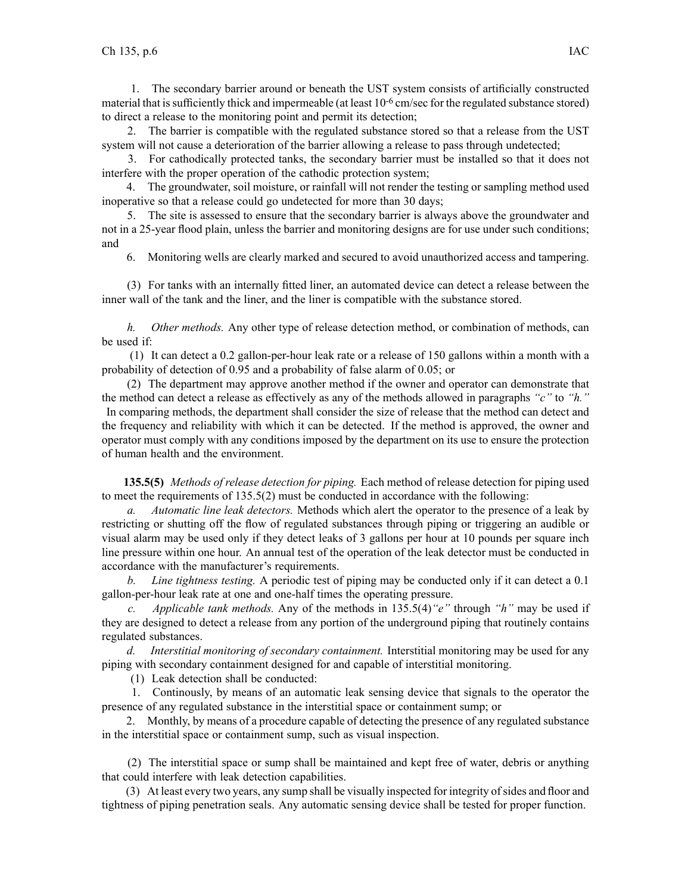1. The secondary barrier around or beneath the UST system consists of artificially constructed material that is sufficiently thick and impermeable (at least $10^{-6}$ cm/sec for the regulated substance stored) to direct a release to the monitoring point and permit its detection;

2. The barrier is compatible with the regulated substance stored so that a release from the UST system will not cause a deterioration of the barrier allowing a release to pass through undetected;

3. For cathodically protected tanks, the secondary barrier must be installed so that it does not interfere with the proper operation of the cathodic protection system;

4. The groundwater, soil moisture, or rainfall will not render the testing or sampling method used inoperative so that a release could go undetected for more than 30 days;

5. The site is assessed to ensure that the secondary barrier is always above the groundwater and not in a 25-year flood plain, unless the barrier and monitoring designs are for use under such conditions; and

6. Monitoring wells are clearly marked and secured to avoid unauthorized access and tampering.

(3) For tanks with an internally fitted liner, an automated device can detect a release between the inner wall of the tank and the liner, and the liner is compatible with the substance stored.

*h. Other methods.* Any other type of release detection method, or combination of methods, can be used if:

(1) It can detect a 0.2 gallon-per-hour leak rate or a release of 150 gallons within a month with a probability of detection of 0.95 and a probability of false alarm of 0.05; or

(2) The department may approve another method if the owner and operator can demonstrate that the method can detect a release as effectively as any of the methods allowed in paragraphs *"c"* to *"h."* In comparing methods, the department shall consider the size of release that the method can detect and the frequency and reliability with which it can be detected. If the method is approved, the owner and operator must comply with any conditions imposed by the department on its use to ensure the protection of human health and the environment.

**135.5(5)** *Methods of release detection for piping.* Each method of release detection for piping used to meet the requirements of 135.5(2) must be conducted in accordance with the following:

*a. Automatic line leak detectors.* Methods which alert the operator to the presence of a leak by restricting or shutting off the flow of regulated substances through piping or triggering an audible or visual alarm may be used only if they detect leaks of 3 gallons per hour at 10 pounds per square inch line pressure within one hour. An annual test of the operation of the leak detector must be conducted in accordance with the manufacturer's requirements.

*b. Line tightness testing.* A periodic test of piping may be conducted only if it can detect a 0.1 gallon-per-hour leak rate at one and one-half times the operating pressure.

*c. Applicable tank methods.* Any of the methods in 135.5(4)*"e"* through *"h"* may be used if they are designed to detect a release from any portion of the underground piping that routinely contains regulated substances.

*d. Interstitial monitoring of secondary containment.* Interstitial monitoring may be used for any piping with secondary containment designed for and capable of interstitial monitoring.

(1) Leak detection shall be conducted:

1. Continously, by means of an automatic leak sensing device that signals to the operator the presence of any regulated substance in the interstitial space or containment sump; or

2. Monthly, by means of a procedure capable of detecting the presence of any regulated substance in the interstitial space or containment sump, such as visual inspection.

(2) The interstitial space or sump shall be maintained and kept free of water, debris or anything that could interfere with leak detection capabilities.

(3) At least every two years, any sump shall be visually inspected for integrity of sides and floor and tightness of piping penetration seals. Any automatic sensing device shall be tested for proper function.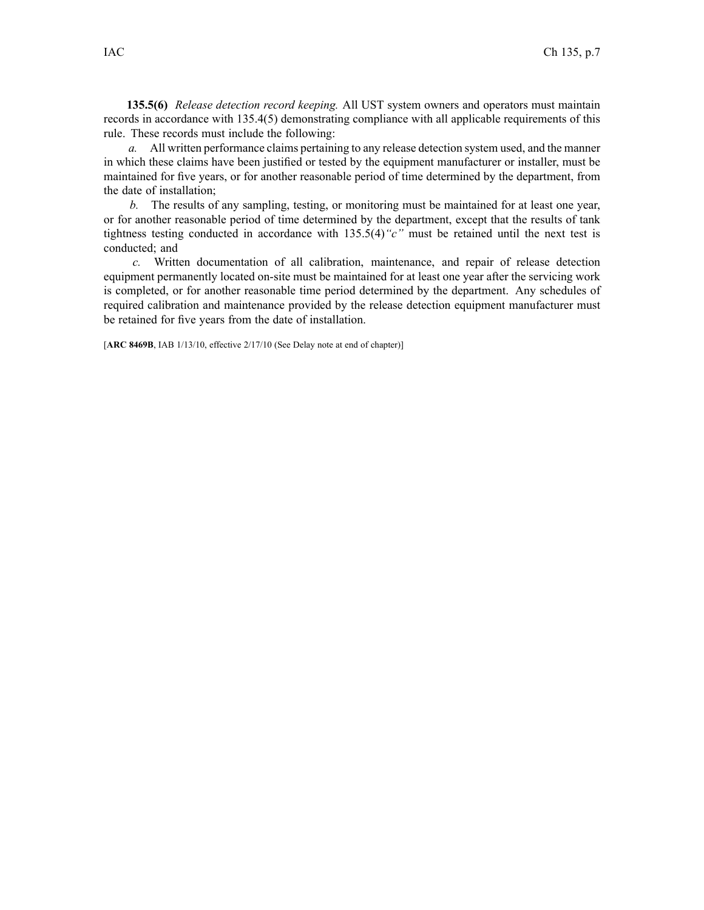**135.5(6)** *Release detection record keeping.* All UST system owners and operators must maintain records in accordance with 135.4(5) demonstrating compliance with all applicable requirements of this rule. These records must include the following:

*a.* All written performance claims pertaining to any release detection system used, and the manner in which these claims have been justified or tested by the equipment manufacturer or installer, must be maintained for five years, or for another reasonable period of time determined by the department, from the date of installation;

*b.* The results of any sampling, testing, or monitoring must be maintained for at least one year, or for another reasonable period of time determined by the department, except that the results of tank tightness testing conducted in accordance with 135.5(4)*"c"* must be retained until the next test is conducted; and

*c.* Written documentation of all calibration, maintenance, and repair of release detection equipment permanently located on-site must be maintained for at least one year after the servicing work is completed, or for another reasonable time period determined by the department. Any schedules of required calibration and maintenance provided by the release detection equipment manufacturer must be retained for five years from the date of installation.

[**ARC 8469B**, IAB 1/13/10, effective 2/17/10 (See Delay note at end of chapter)]